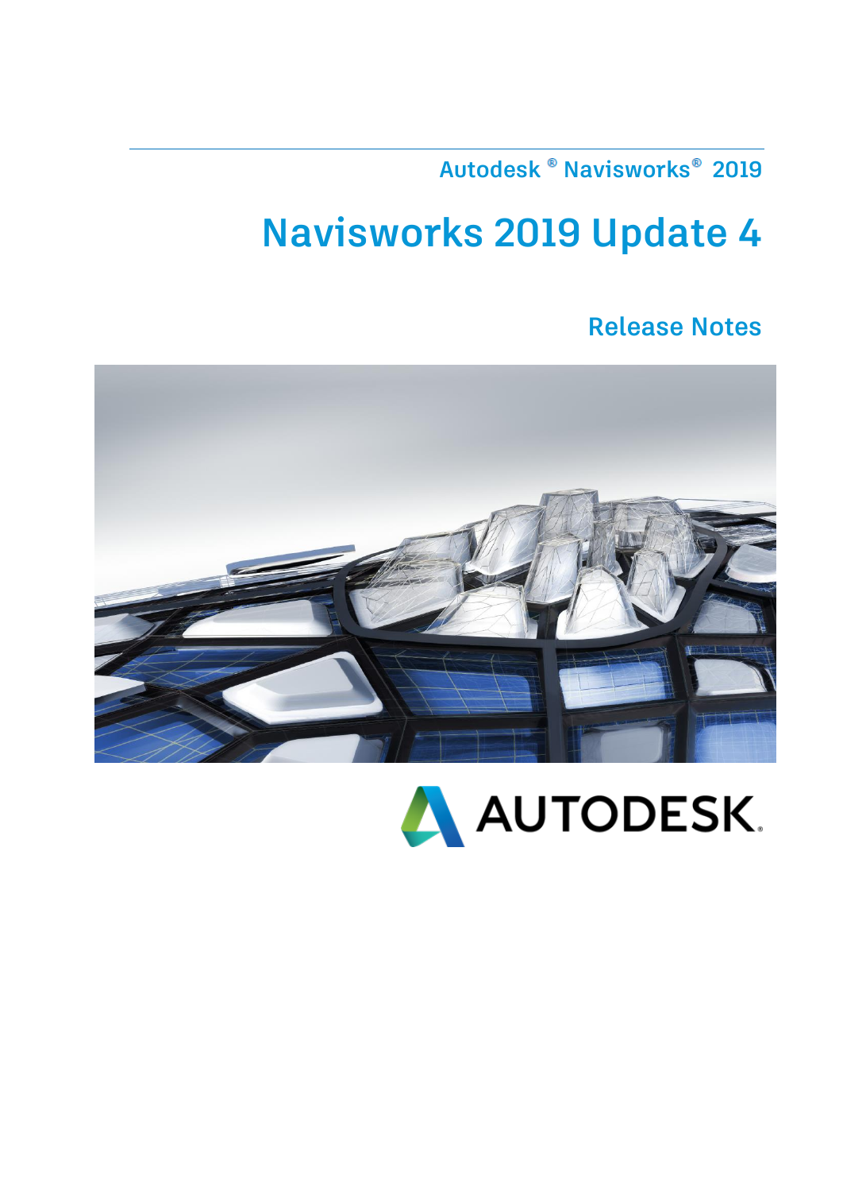Autodesk ® Navisworks® 2019

# Navisworks 2019 Update 4

## Release Notes

AUTODESK.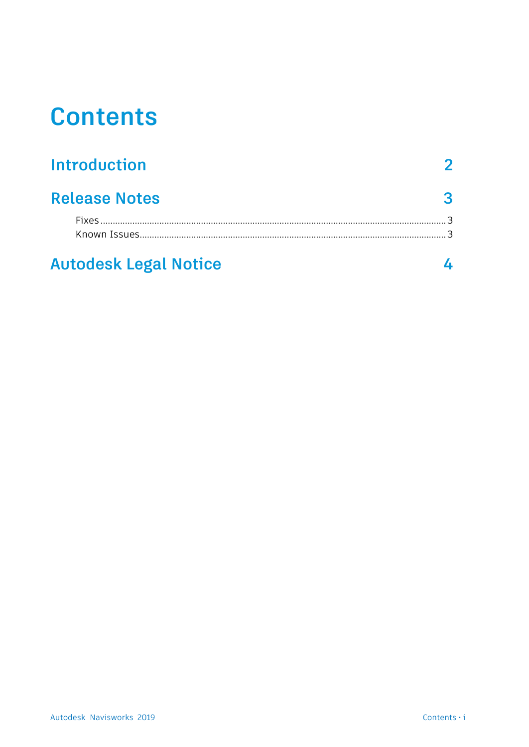# Contents

**Introduction** 2

**Release Notes** 3

- Fixes ..... 3
- Known Issues ..... 3

**Autodesk Legal Notice** 4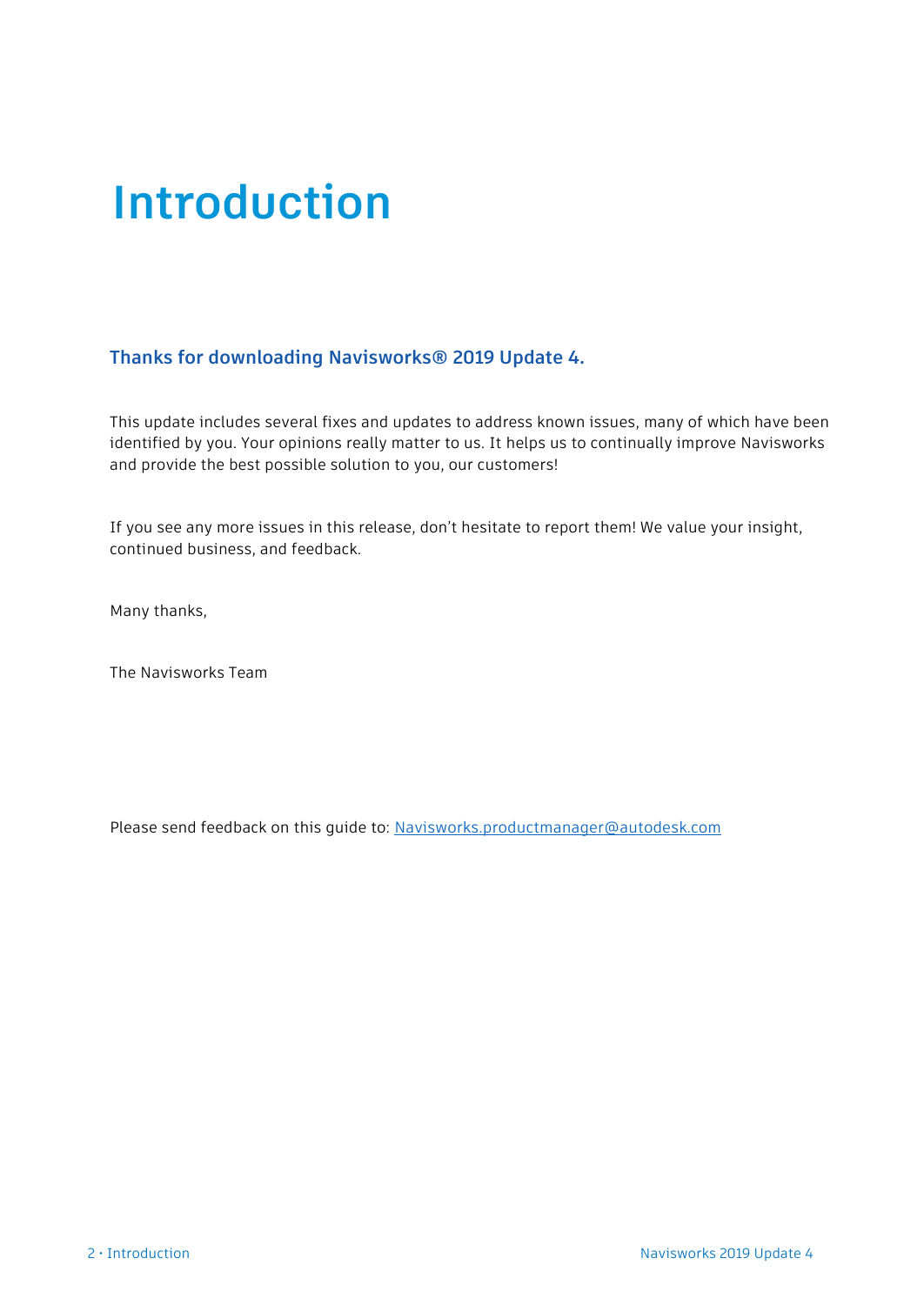# Introduction

## Thanks for downloading Navisworks® 2019 Update 4.

This update includes several fixes and updates to address known issues, many of which have been identified by you. Your opinions really matter to us. It helps us to continually improve Navisworks and provide the best possible solution to you, our customers!

If you see any more issues in this release, don't hesitate to report them! We value your insight, continued business, and feedback.

Many thanks,

The Navisworks Team

Please send feedback on this guide to: Navisworks.productmanager@autodesk.com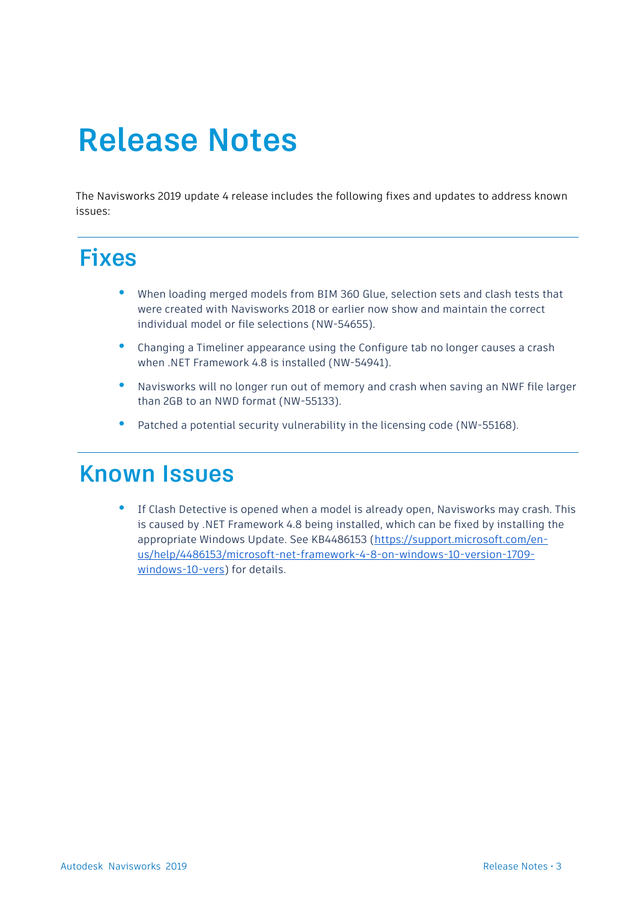# Release Notes

The Navisworks 2019 update 4 release includes the following fixes and updates to address known issues:

## Fixes

- When loading merged models from BIM 360 Glue, selection sets and clash tests that were created with Navisworks 2018 or earlier now show and maintain the correct individual model or file selections (NW-54655).
- Changing a Timeliner appearance using the Configure tab no longer causes a crash when .NET Framework 4.8 is installed (NW-54941).
- Navisworks will no longer run out of memory and crash when saving an NWF file larger than 2GB to an NWD format (NW-55133).
- Patched a potential security vulnerability in the licensing code (NW-55168).

## Known Issues

- If Clash Detective is opened when a model is already open, Navisworks may crash. This is caused by .NET Framework 4.8 being installed, which can be fixed by installing the appropriate Windows Update. See KB4486153 ([https://support.microsoft.com/en-us/help/4486153/microsoft-net-framework-4-8-on-windows-10-version-1709-windows-10-vers](https://support.microsoft.com/en-us/help/4486153/microsoft-net-framework-4-8-on-windows-10-version-1709-windows-10-vers)) for details.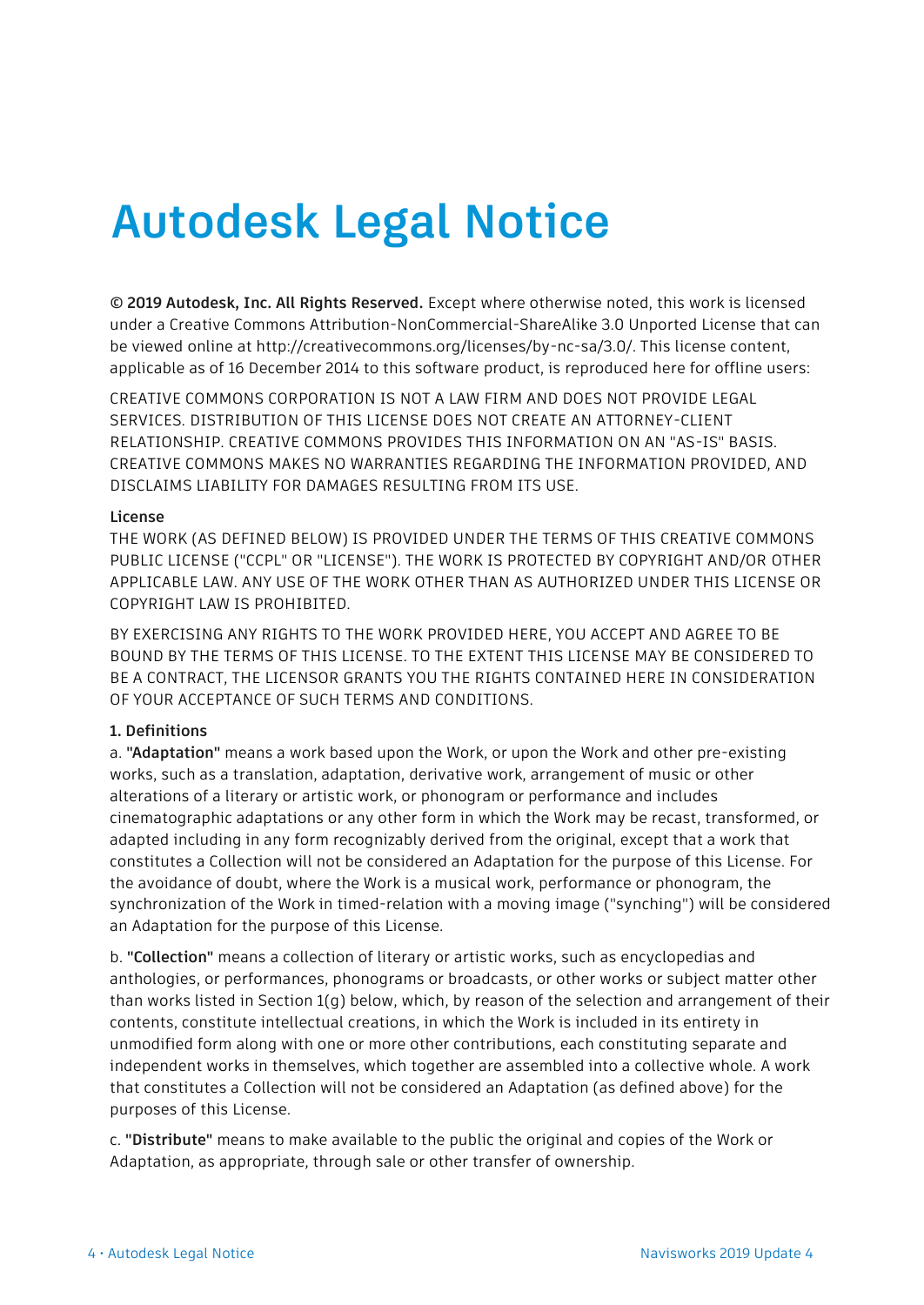# Autodesk Legal Notice

**© 2019 Autodesk, Inc. All Rights Reserved.** Except where otherwise noted, this work is licensed under a Creative Commons Attribution-NonCommercial-ShareAlike 3.0 Unported License that can be viewed online at http://creativecommons.org/licenses/by-nc-sa/3.0/. This license content, applicable as of 16 December 2014 to this software product, is reproduced here for offline users:

CREATIVE COMMONS CORPORATION IS NOT A LAW FIRM AND DOES NOT PROVIDE LEGAL SERVICES. DISTRIBUTION OF THIS LICENSE DOES NOT CREATE AN ATTORNEY-CLIENT RELATIONSHIP. CREATIVE COMMONS PROVIDES THIS INFORMATION ON AN "AS-IS" BASIS. CREATIVE COMMONS MAKES NO WARRANTIES REGARDING THE INFORMATION PROVIDED, AND DISCLAIMS LIABILITY FOR DAMAGES RESULTING FROM ITS USE.

**License**

THE WORK (AS DEFINED BELOW) IS PROVIDED UNDER THE TERMS OF THIS CREATIVE COMMONS PUBLIC LICENSE ("CCPL" OR "LICENSE"). THE WORK IS PROTECTED BY COPYRIGHT AND/OR OTHER APPLICABLE LAW. ANY USE OF THE WORK OTHER THAN AS AUTHORIZED UNDER THIS LICENSE OR COPYRIGHT LAW IS PROHIBITED.

BY EXERCISING ANY RIGHTS TO THE WORK PROVIDED HERE, YOU ACCEPT AND AGREE TO BE BOUND BY THE TERMS OF THIS LICENSE. TO THE EXTENT THIS LICENSE MAY BE CONSIDERED TO BE A CONTRACT, THE LICENSOR GRANTS YOU THE RIGHTS CONTAINED HERE IN CONSIDERATION OF YOUR ACCEPTANCE OF SUCH TERMS AND CONDITIONS.

**1. Definitions**

a. **"Adaptation"** means a work based upon the Work, or upon the Work and other pre-existing works, such as a translation, adaptation, derivative work, arrangement of music or other alterations of a literary or artistic work, or phonogram or performance and includes cinematographic adaptations or any other form in which the Work may be recast, transformed, or adapted including in any form recognizably derived from the original, except that a work that constitutes a Collection will not be considered an Adaptation for the purpose of this License. For the avoidance of doubt, where the Work is a musical work, performance or phonogram, the synchronization of the Work in timed-relation with a moving image ("synching") will be considered an Adaptation for the purpose of this License.

b. **"Collection"** means a collection of literary or artistic works, such as encyclopedias and anthologies, or performances, phonograms or broadcasts, or other works or subject matter other than works listed in Section 1(g) below, which, by reason of the selection and arrangement of their contents, constitute intellectual creations, in which the Work is included in its entirety in unmodified form along with one or more other contributions, each constituting separate and independent works in themselves, which together are assembled into a collective whole. A work that constitutes a Collection will not be considered an Adaptation (as defined above) for the purposes of this License.

c. **"Distribute"** means to make available to the public the original and copies of the Work or Adaptation, as appropriate, through sale or other transfer of ownership.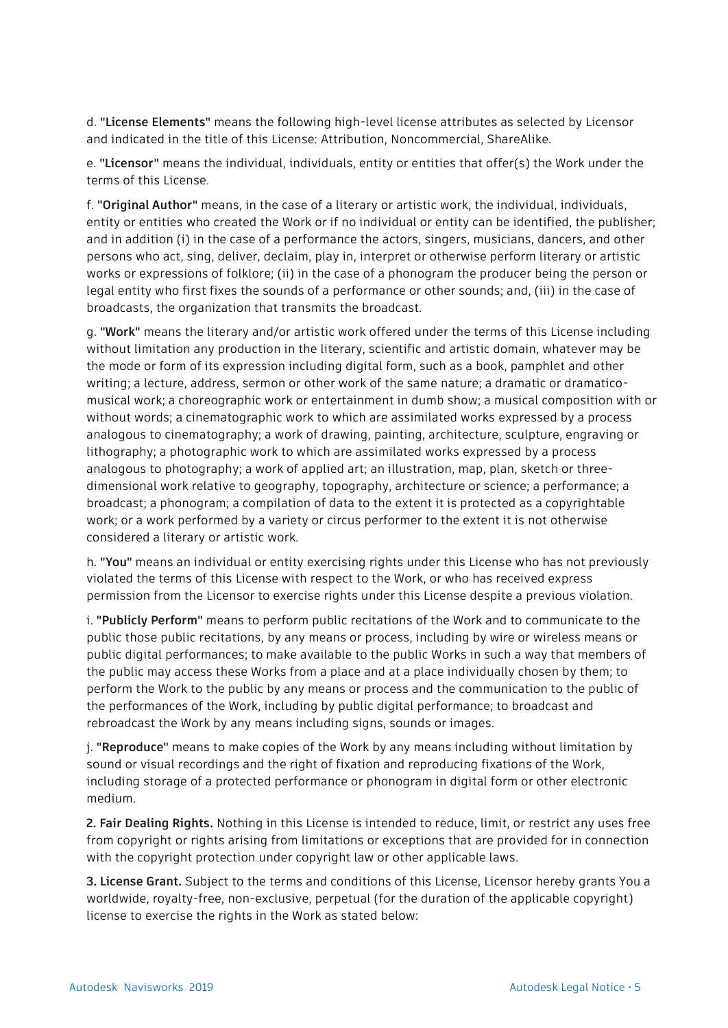d. **"License Elements"** means the following high-level license attributes as selected by Licensor and indicated in the title of this License: Attribution, Noncommercial, ShareAlike.

e. **"Licensor"** means the individual, individuals, entity or entities that offer(s) the Work under the terms of this License.

f. **"Original Author"** means, in the case of a literary or artistic work, the individual, individuals, entity or entities who created the Work or if no individual or entity can be identified, the publisher; and in addition (i) in the case of a performance the actors, singers, musicians, dancers, and other persons who act, sing, deliver, declaim, play in, interpret or otherwise perform literary or artistic works or expressions of folklore; (ii) in the case of a phonogram the producer being the person or legal entity who first fixes the sounds of a performance or other sounds; and, (iii) in the case of broadcasts, the organization that transmits the broadcast.

g. **"Work"** means the literary and/or artistic work offered under the terms of this License including without limitation any production in the literary, scientific and artistic domain, whatever may be the mode or form of its expression including digital form, such as a book, pamphlet and other writing; a lecture, address, sermon or other work of the same nature; a dramatic or dramatico-musical work; a choreographic work or entertainment in dumb show; a musical composition with or without words; a cinematographic work to which are assimilated works expressed by a process analogous to cinematography; a work of drawing, painting, architecture, sculpture, engraving or lithography; a photographic work to which are assimilated works expressed by a process analogous to photography; a work of applied art; an illustration, map, plan, sketch or three-dimensional work relative to geography, topography, architecture or science; a performance; a broadcast; a phonogram; a compilation of data to the extent it is protected as a copyrightable work; or a work performed by a variety or circus performer to the extent it is not otherwise considered a literary or artistic work.

h. **"You"** means an individual or entity exercising rights under this License who has not previously violated the terms of this License with respect to the Work, or who has received express permission from the Licensor to exercise rights under this License despite a previous violation.

i. **"Publicly Perform"** means to perform public recitations of the Work and to communicate to the public those public recitations, by any means or process, including by wire or wireless means or public digital performances; to make available to the public Works in such a way that members of the public may access these Works from a place and at a place individually chosen by them; to perform the Work to the public by any means or process and the communication to the public of the performances of the Work, including by public digital performance; to broadcast and rebroadcast the Work by any means including signs, sounds or images.

j. **"Reproduce"** means to make copies of the Work by any means including without limitation by sound or visual recordings and the right of fixation and reproducing fixations of the Work, including storage of a protected performance or phonogram in digital form or other electronic medium.

**2. Fair Dealing Rights.** Nothing in this License is intended to reduce, limit, or restrict any uses free from copyright or rights arising from limitations or exceptions that are provided for in connection with the copyright protection under copyright law or other applicable laws.

**3. License Grant.** Subject to the terms and conditions of this License, Licensor hereby grants You a worldwide, royalty-free, non-exclusive, perpetual (for the duration of the applicable copyright) license to exercise the rights in the Work as stated below: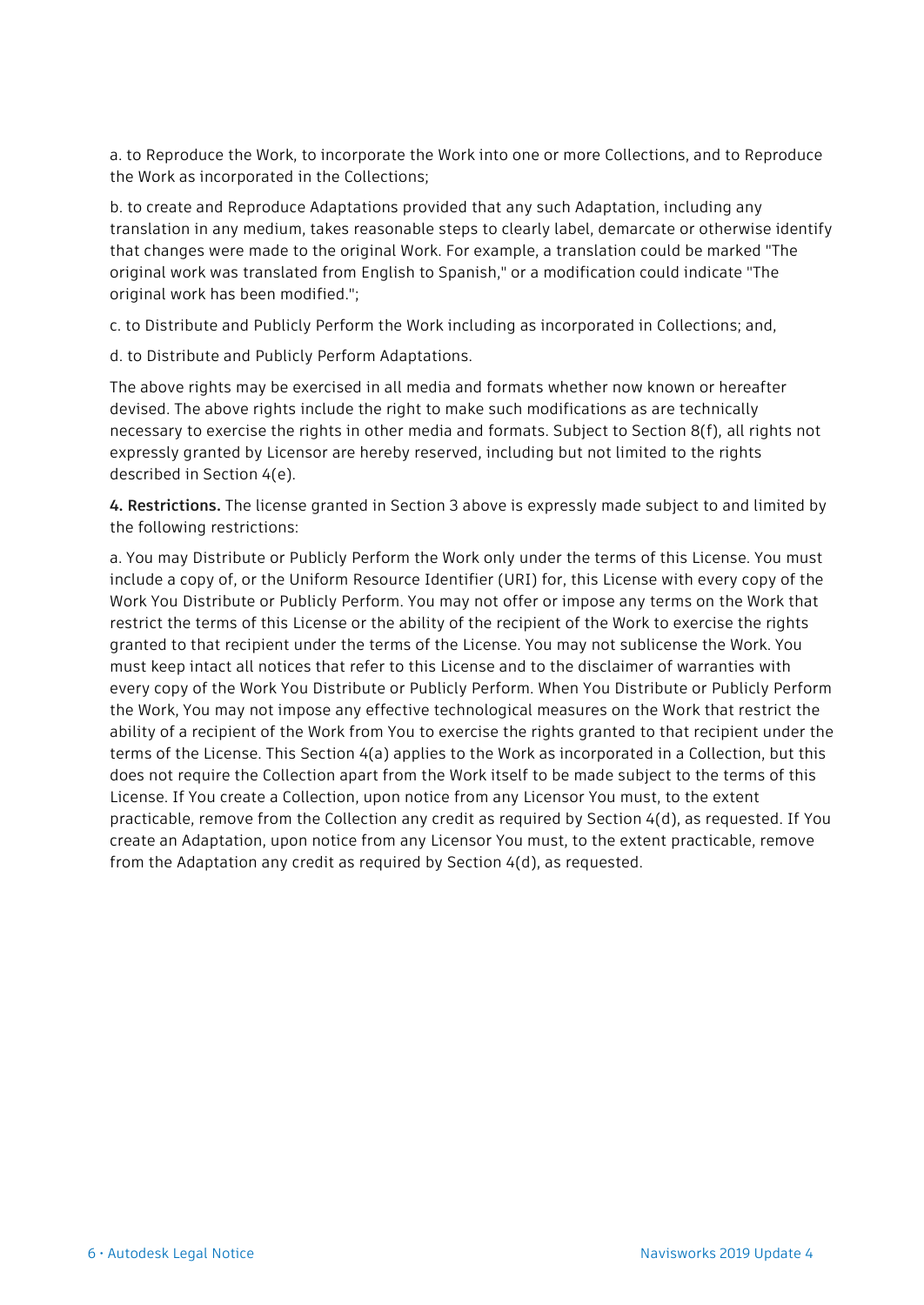a. to Reproduce the Work, to incorporate the Work into one or more Collections, and to Reproduce the Work as incorporated in the Collections;

b. to create and Reproduce Adaptations provided that any such Adaptation, including any translation in any medium, takes reasonable steps to clearly label, demarcate or otherwise identify that changes were made to the original Work. For example, a translation could be marked "The original work was translated from English to Spanish," or a modification could indicate "The original work has been modified.";

c. to Distribute and Publicly Perform the Work including as incorporated in Collections; and,

d. to Distribute and Publicly Perform Adaptations.

The above rights may be exercised in all media and formats whether now known or hereafter devised. The above rights include the right to make such modifications as are technically necessary to exercise the rights in other media and formats. Subject to Section 8(f), all rights not expressly granted by Licensor are hereby reserved, including but not limited to the rights described in Section 4(e).

**4. Restrictions.** The license granted in Section 3 above is expressly made subject to and limited by the following restrictions:

a. You may Distribute or Publicly Perform the Work only under the terms of this License. You must include a copy of, or the Uniform Resource Identifier (URI) for, this License with every copy of the Work You Distribute or Publicly Perform. You may not offer or impose any terms on the Work that restrict the terms of this License or the ability of the recipient of the Work to exercise the rights granted to that recipient under the terms of the License. You may not sublicense the Work. You must keep intact all notices that refer to this License and to the disclaimer of warranties with every copy of the Work You Distribute or Publicly Perform. When You Distribute or Publicly Perform the Work, You may not impose any effective technological measures on the Work that restrict the ability of a recipient of the Work from You to exercise the rights granted to that recipient under the terms of the License. This Section 4(a) applies to the Work as incorporated in a Collection, but this does not require the Collection apart from the Work itself to be made subject to the terms of this License. If You create a Collection, upon notice from any Licensor You must, to the extent practicable, remove from the Collection any credit as required by Section 4(d), as requested. If You create an Adaptation, upon notice from any Licensor You must, to the extent practicable, remove from the Adaptation any credit as required by Section 4(d), as requested.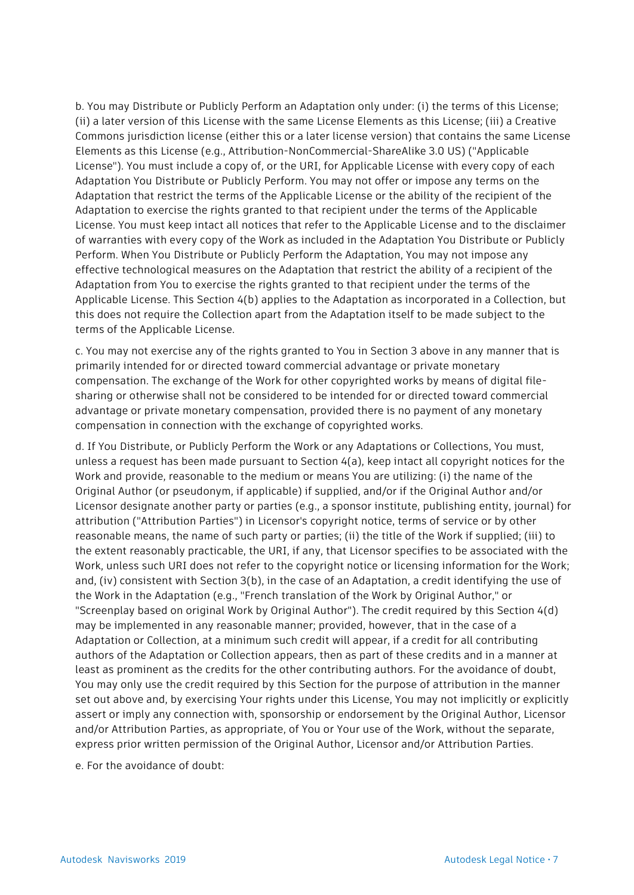b. You may Distribute or Publicly Perform an Adaptation only under: (i) the terms of this License; (ii) a later version of this License with the same License Elements as this License; (iii) a Creative Commons jurisdiction license (either this or a later license version) that contains the same License Elements as this License (e.g., Attribution-NonCommercial-ShareAlike 3.0 US) ("Applicable License"). You must include a copy of, or the URI, for Applicable License with every copy of each Adaptation You Distribute or Publicly Perform. You may not offer or impose any terms on the Adaptation that restrict the terms of the Applicable License or the ability of the recipient of the Adaptation to exercise the rights granted to that recipient under the terms of the Applicable License. You must keep intact all notices that refer to the Applicable License and to the disclaimer of warranties with every copy of the Work as included in the Adaptation You Distribute or Publicly Perform. When You Distribute or Publicly Perform the Adaptation, You may not impose any effective technological measures on the Adaptation that restrict the ability of a recipient of the Adaptation from You to exercise the rights granted to that recipient under the terms of the Applicable License. This Section 4(b) applies to the Adaptation as incorporated in a Collection, but this does not require the Collection apart from the Adaptation itself to be made subject to the terms of the Applicable License.

c. You may not exercise any of the rights granted to You in Section 3 above in any manner that is primarily intended for or directed toward commercial advantage or private monetary compensation. The exchange of the Work for other copyrighted works by means of digital file-sharing or otherwise shall not be considered to be intended for or directed toward commercial advantage or private monetary compensation, provided there is no payment of any monetary compensation in connection with the exchange of copyrighted works.

d. If You Distribute, or Publicly Perform the Work or any Adaptations or Collections, You must, unless a request has been made pursuant to Section 4(a), keep intact all copyright notices for the Work and provide, reasonable to the medium or means You are utilizing: (i) the name of the Original Author (or pseudonym, if applicable) if supplied, and/or if the Original Author and/or Licensor designate another party or parties (e.g., a sponsor institute, publishing entity, journal) for attribution ("Attribution Parties") in Licensor's copyright notice, terms of service or by other reasonable means, the name of such party or parties; (ii) the title of the Work if supplied; (iii) to the extent reasonably practicable, the URI, if any, that Licensor specifies to be associated with the Work, unless such URI does not refer to the copyright notice or licensing information for the Work; and, (iv) consistent with Section 3(b), in the case of an Adaptation, a credit identifying the use of the Work in the Adaptation (e.g., "French translation of the Work by Original Author," or "Screenplay based on original Work by Original Author"). The credit required by this Section 4(d) may be implemented in any reasonable manner; provided, however, that in the case of a Adaptation or Collection, at a minimum such credit will appear, if a credit for all contributing authors of the Adaptation or Collection appears, then as part of these credits and in a manner at least as prominent as the credits for the other contributing authors. For the avoidance of doubt, You may only use the credit required by this Section for the purpose of attribution in the manner set out above and, by exercising Your rights under this License, You may not implicitly or explicitly assert or imply any connection with, sponsorship or endorsement by the Original Author, Licensor and/or Attribution Parties, as appropriate, of You or Your use of the Work, without the separate, express prior written permission of the Original Author, Licensor and/or Attribution Parties.

e. For the avoidance of doubt: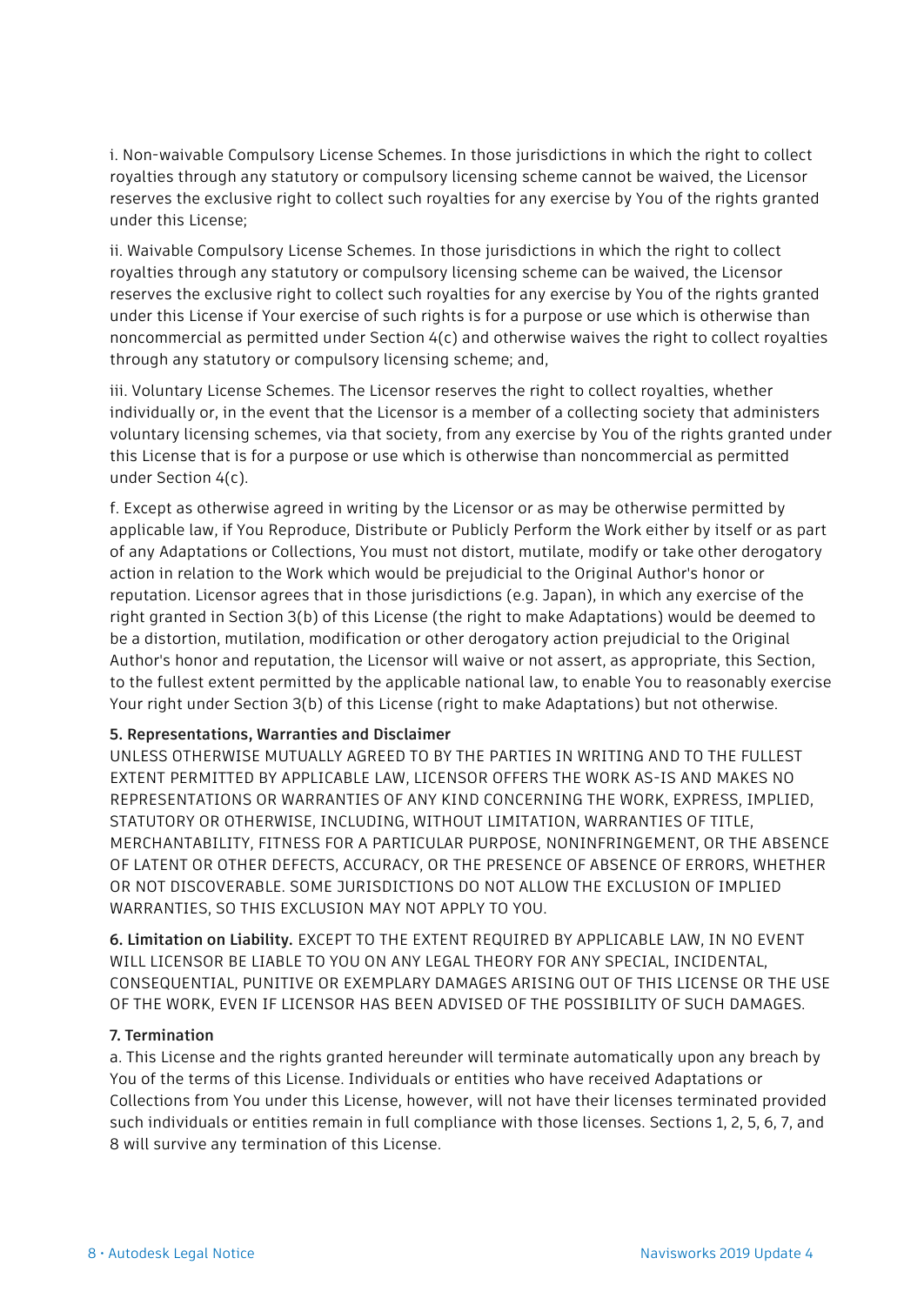i. Non-waivable Compulsory License Schemes. In those jurisdictions in which the right to collect royalties through any statutory or compulsory licensing scheme cannot be waived, the Licensor reserves the exclusive right to collect such royalties for any exercise by You of the rights granted under this License;

ii. Waivable Compulsory License Schemes. In those jurisdictions in which the right to collect royalties through any statutory or compulsory licensing scheme can be waived, the Licensor reserves the exclusive right to collect such royalties for any exercise by You of the rights granted under this License if Your exercise of such rights is for a purpose or use which is otherwise than noncommercial as permitted under Section 4(c) and otherwise waives the right to collect royalties through any statutory or compulsory licensing scheme; and,

iii. Voluntary License Schemes. The Licensor reserves the right to collect royalties, whether individually or, in the event that the Licensor is a member of a collecting society that administers voluntary licensing schemes, via that society, from any exercise by You of the rights granted under this License that is for a purpose or use which is otherwise than noncommercial as permitted under Section 4(c).

f. Except as otherwise agreed in writing by the Licensor or as may be otherwise permitted by applicable law, if You Reproduce, Distribute or Publicly Perform the Work either by itself or as part of any Adaptations or Collections, You must not distort, mutilate, modify or take other derogatory action in relation to the Work which would be prejudicial to the Original Author's honor or reputation. Licensor agrees that in those jurisdictions (e.g. Japan), in which any exercise of the right granted in Section 3(b) of this License (the right to make Adaptations) would be deemed to be a distortion, mutilation, modification or other derogatory action prejudicial to the Original Author's honor and reputation, the Licensor will waive or not assert, as appropriate, this Section, to the fullest extent permitted by the applicable national law, to enable You to reasonably exercise Your right under Section 3(b) of this License (right to make Adaptations) but not otherwise.

**5. Representations, Warranties and Disclaimer**

UNLESS OTHERWISE MUTUALLY AGREED TO BY THE PARTIES IN WRITING AND TO THE FULLEST EXTENT PERMITTED BY APPLICABLE LAW, LICENSOR OFFERS THE WORK AS-IS AND MAKES NO REPRESENTATIONS OR WARRANTIES OF ANY KIND CONCERNING THE WORK, EXPRESS, IMPLIED, STATUTORY OR OTHERWISE, INCLUDING, WITHOUT LIMITATION, WARRANTIES OF TITLE, MERCHANTABILITY, FITNESS FOR A PARTICULAR PURPOSE, NONINFRINGEMENT, OR THE ABSENCE OF LATENT OR OTHER DEFECTS, ACCURACY, OR THE PRESENCE OF ABSENCE OF ERRORS, WHETHER OR NOT DISCOVERABLE. SOME JURISDICTIONS DO NOT ALLOW THE EXCLUSION OF IMPLIED WARRANTIES, SO THIS EXCLUSION MAY NOT APPLY TO YOU.

**6. Limitation on Liability.** EXCEPT TO THE EXTENT REQUIRED BY APPLICABLE LAW, IN NO EVENT WILL LICENSOR BE LIABLE TO YOU ON ANY LEGAL THEORY FOR ANY SPECIAL, INCIDENTAL, CONSEQUENTIAL, PUNITIVE OR EXEMPLARY DAMAGES ARISING OUT OF THIS LICENSE OR THE USE OF THE WORK, EVEN IF LICENSOR HAS BEEN ADVISED OF THE POSSIBILITY OF SUCH DAMAGES.

**7. Termination**

a. This License and the rights granted hereunder will terminate automatically upon any breach by You of the terms of this License. Individuals or entities who have received Adaptations or Collections from You under this License, however, will not have their licenses terminated provided such individuals or entities remain in full compliance with those licenses. Sections 1, 2, 5, 6, 7, and 8 will survive any termination of this License.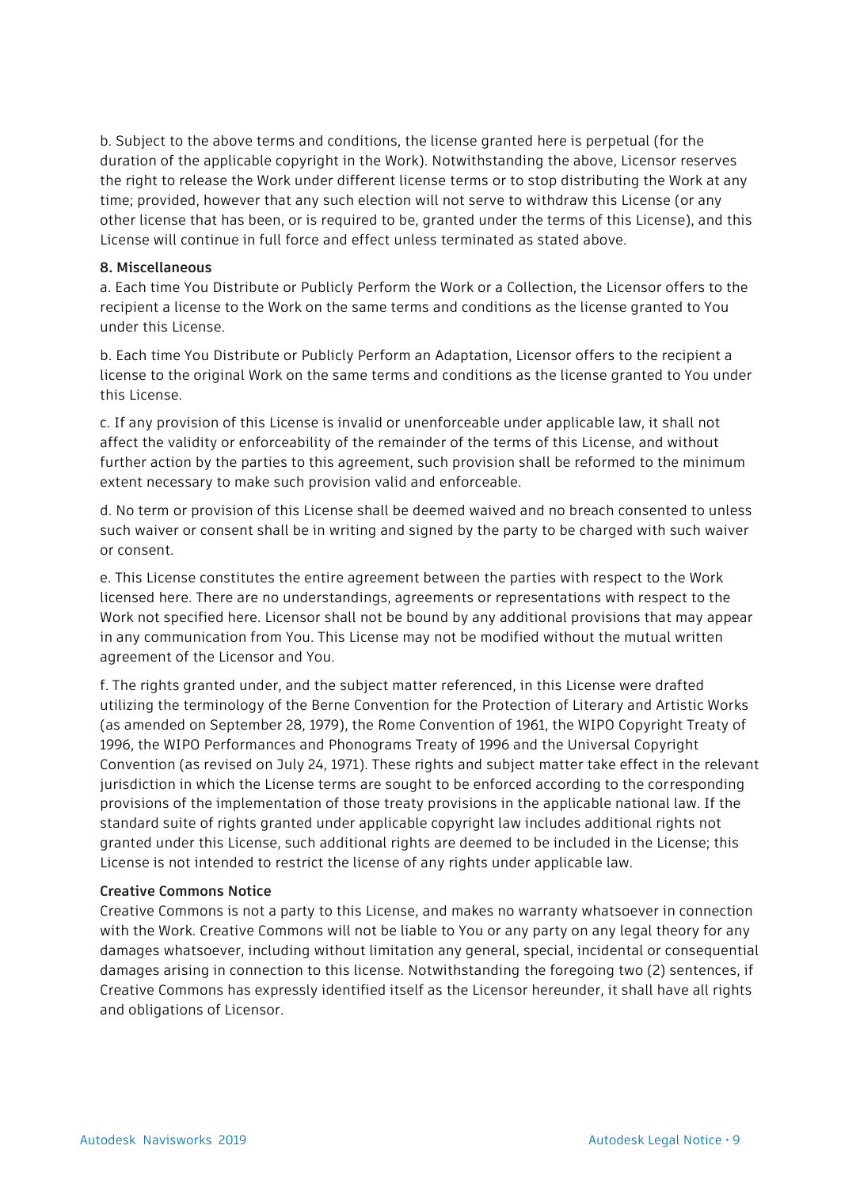b. Subject to the above terms and conditions, the license granted here is perpetual (for the duration of the applicable copyright in the Work). Notwithstanding the above, Licensor reserves the right to release the Work under different license terms or to stop distributing the Work at any time; provided, however that any such election will not serve to withdraw this License (or any other license that has been, or is required to be, granted under the terms of this License), and this License will continue in full force and effect unless terminated as stated above.

**8. Miscellaneous**

a. Each time You Distribute or Publicly Perform the Work or a Collection, the Licensor offers to the recipient a license to the Work on the same terms and conditions as the license granted to You under this License.

b. Each time You Distribute or Publicly Perform an Adaptation, Licensor offers to the recipient a license to the original Work on the same terms and conditions as the license granted to You under this License.

c. If any provision of this License is invalid or unenforceable under applicable law, it shall not affect the validity or enforceability of the remainder of the terms of this License, and without further action by the parties to this agreement, such provision shall be reformed to the minimum extent necessary to make such provision valid and enforceable.

d. No term or provision of this License shall be deemed waived and no breach consented to unless such waiver or consent shall be in writing and signed by the party to be charged with such waiver or consent.

e. This License constitutes the entire agreement between the parties with respect to the Work licensed here. There are no understandings, agreements or representations with respect to the Work not specified here. Licensor shall not be bound by any additional provisions that may appear in any communication from You. This License may not be modified without the mutual written agreement of the Licensor and You.

f. The rights granted under, and the subject matter referenced, in this License were drafted utilizing the terminology of the Berne Convention for the Protection of Literary and Artistic Works (as amended on September 28, 1979), the Rome Convention of 1961, the WIPO Copyright Treaty of 1996, the WIPO Performances and Phonograms Treaty of 1996 and the Universal Copyright Convention (as revised on July 24, 1971). These rights and subject matter take effect in the relevant jurisdiction in which the License terms are sought to be enforced according to the corresponding provisions of the implementation of those treaty provisions in the applicable national law. If the standard suite of rights granted under applicable copyright law includes additional rights not granted under this License, such additional rights are deemed to be included in the License; this License is not intended to restrict the license of any rights under applicable law.

**Creative Commons Notice**

Creative Commons is not a party to this License, and makes no warranty whatsoever in connection with the Work. Creative Commons will not be liable to You or any party on any legal theory for any damages whatsoever, including without limitation any general, special, incidental or consequential damages arising in connection to this license. Notwithstanding the foregoing two (2) sentences, if Creative Commons has expressly identified itself as the Licensor hereunder, it shall have all rights and obligations of Licensor.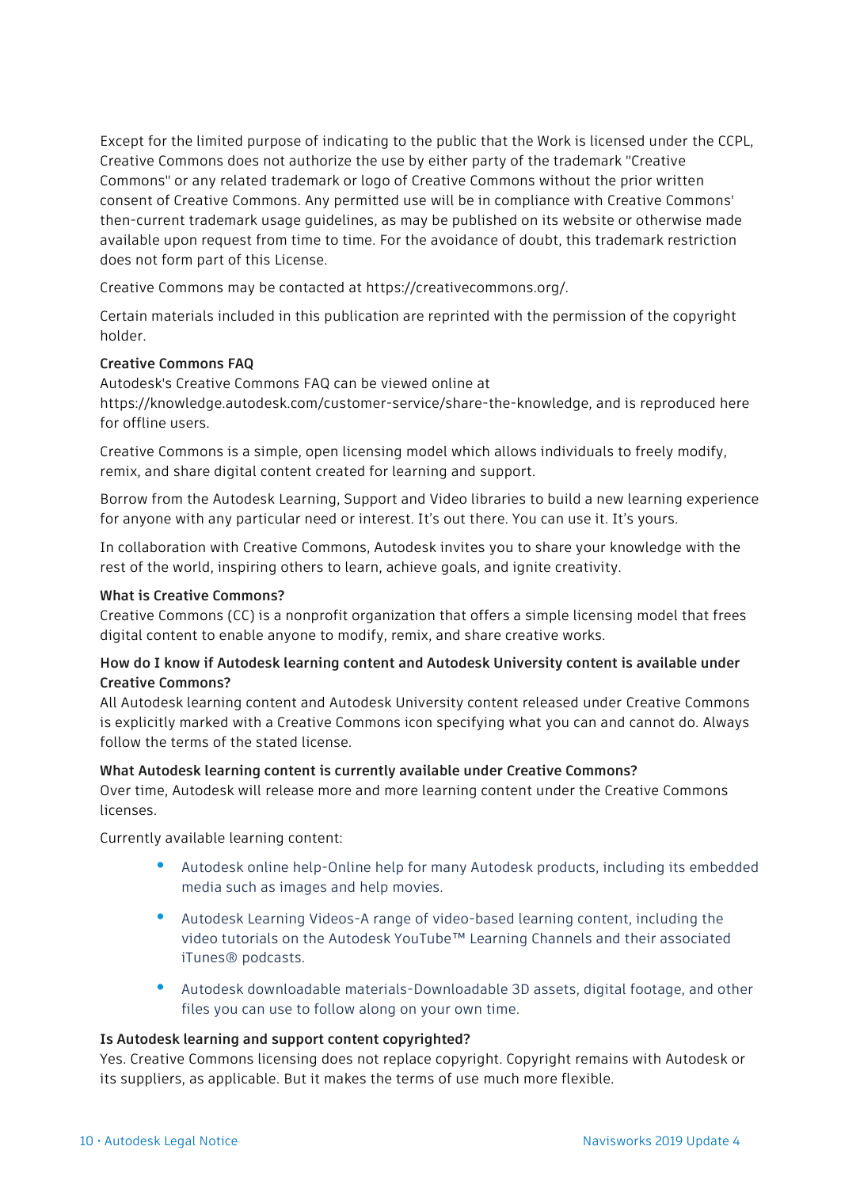Except for the limited purpose of indicating to the public that the Work is licensed under the CCPL, Creative Commons does not authorize the use by either party of the trademark "Creative Commons" or any related trademark or logo of Creative Commons without the prior written consent of Creative Commons. Any permitted use will be in compliance with Creative Commons' then-current trademark usage guidelines, as may be published on its website or otherwise made available upon request from time to time. For the avoidance of doubt, this trademark restriction does not form part of this License.

Creative Commons may be contacted at https://creativecommons.org/.

Certain materials included in this publication are reprinted with the permission of the copyright holder.

**Creative Commons FAQ**

Autodesk's Creative Commons FAQ can be viewed online at https://knowledge.autodesk.com/customer-service/share-the-knowledge, and is reproduced here for offline users.

Creative Commons is a simple, open licensing model which allows individuals to freely modify, remix, and share digital content created for learning and support.

Borrow from the Autodesk Learning, Support and Video libraries to build a new learning experience for anyone with any particular need or interest. It's out there. You can use it. It's yours.

In collaboration with Creative Commons, Autodesk invites you to share your knowledge with the rest of the world, inspiring others to learn, achieve goals, and ignite creativity.

**What is Creative Commons?**

Creative Commons (CC) is a nonprofit organization that offers a simple licensing model that frees digital content to enable anyone to modify, remix, and share creative works.

**How do I know if Autodesk learning content and Autodesk University content is available under Creative Commons?**

All Autodesk learning content and Autodesk University content released under Creative Commons is explicitly marked with a Creative Commons icon specifying what you can and cannot do. Always follow the terms of the stated license.

**What Autodesk learning content is currently available under Creative Commons?**

Over time, Autodesk will release more and more learning content under the Creative Commons licenses.

Currently available learning content:

- Autodesk online help-Online help for many Autodesk products, including its embedded media such as images and help movies.
- Autodesk Learning Videos-A range of video-based learning content, including the video tutorials on the Autodesk YouTube™ Learning Channels and their associated iTunes® podcasts.
- Autodesk downloadable materials-Downloadable 3D assets, digital footage, and other files you can use to follow along on your own time.

**Is Autodesk learning and support content copyrighted?**

Yes. Creative Commons licensing does not replace copyright. Copyright remains with Autodesk or its suppliers, as applicable. But it makes the terms of use much more flexible.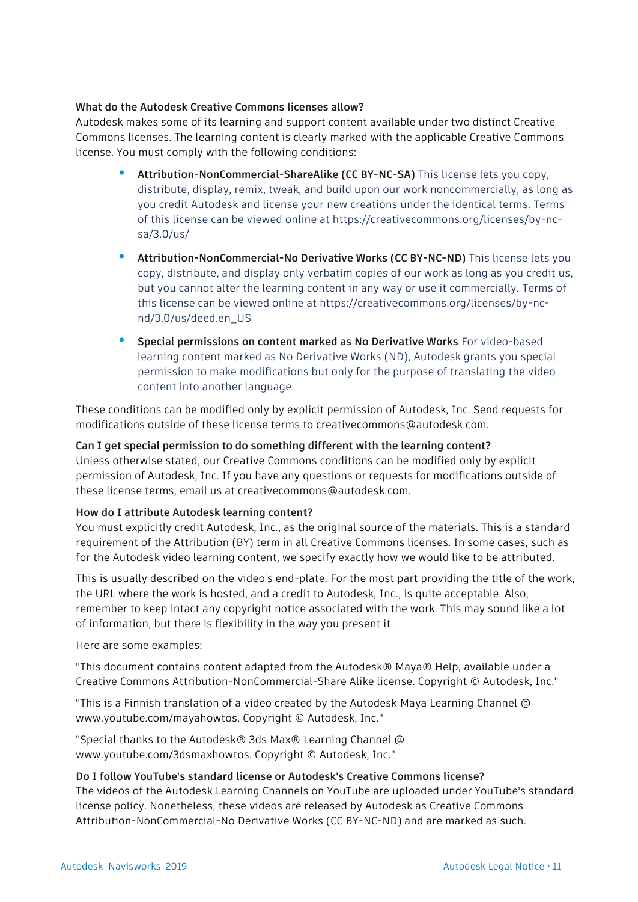**What do the Autodesk Creative Commons licenses allow?**

Autodesk makes some of its learning and support content available under two distinct Creative Commons licenses. The learning content is clearly marked with the applicable Creative Commons license. You must comply with the following conditions:

- **Attribution-NonCommercial-ShareAlike (CC BY-NC-SA)** This license lets you copy, distribute, display, remix, tweak, and build upon our work noncommercially, as long as you credit Autodesk and license your new creations under the identical terms. Terms of this license can be viewed online at https://creativecommons.org/licenses/by-nc-sa/3.0/us/
- **Attribution-NonCommercial-No Derivative Works (CC BY-NC-ND)** This license lets you copy, distribute, and display only verbatim copies of our work as long as you credit us, but you cannot alter the learning content in any way or use it commercially. Terms of this license can be viewed online at https://creativecommons.org/licenses/by-nc-nd/3.0/us/deed.en_US
- **Special permissions on content marked as No Derivative Works** For video-based learning content marked as No Derivative Works (ND), Autodesk grants you special permission to make modifications but only for the purpose of translating the video content into another language.

These conditions can be modified only by explicit permission of Autodesk, Inc. Send requests for modifications outside of these license terms to creativecommons@autodesk.com.

**Can I get special permission to do something different with the learning content?**

Unless otherwise stated, our Creative Commons conditions can be modified only by explicit permission of Autodesk, Inc. If you have any questions or requests for modifications outside of these license terms, email us at creativecommons@autodesk.com.

**How do I attribute Autodesk learning content?**

You must explicitly credit Autodesk, Inc., as the original source of the materials. This is a standard requirement of the Attribution (BY) term in all Creative Commons licenses. In some cases, such as for the Autodesk video learning content, we specify exactly how we would like to be attributed.

This is usually described on the video's end-plate. For the most part providing the title of the work, the URL where the work is hosted, and a credit to Autodesk, Inc., is quite acceptable. Also, remember to keep intact any copyright notice associated with the work. This may sound like a lot of information, but there is flexibility in the way you present it.

Here are some examples:

"This document contains content adapted from the Autodesk® Maya® Help, available under a Creative Commons Attribution-NonCommercial-Share Alike license. Copyright © Autodesk, Inc."

"This is a Finnish translation of a video created by the Autodesk Maya Learning Channel @ www.youtube.com/mayahowtos. Copyright © Autodesk, Inc."

"Special thanks to the Autodesk® 3ds Max® Learning Channel @ www.youtube.com/3dsmaxhowtos. Copyright © Autodesk, Inc."

**Do I follow YouTube's standard license or Autodesk's Creative Commons license?**

The videos of the Autodesk Learning Channels on YouTube are uploaded under YouTube's standard license policy. Nonetheless, these videos are released by Autodesk as Creative Commons Attribution-NonCommercial-No Derivative Works (CC BY-NC-ND) and are marked as such.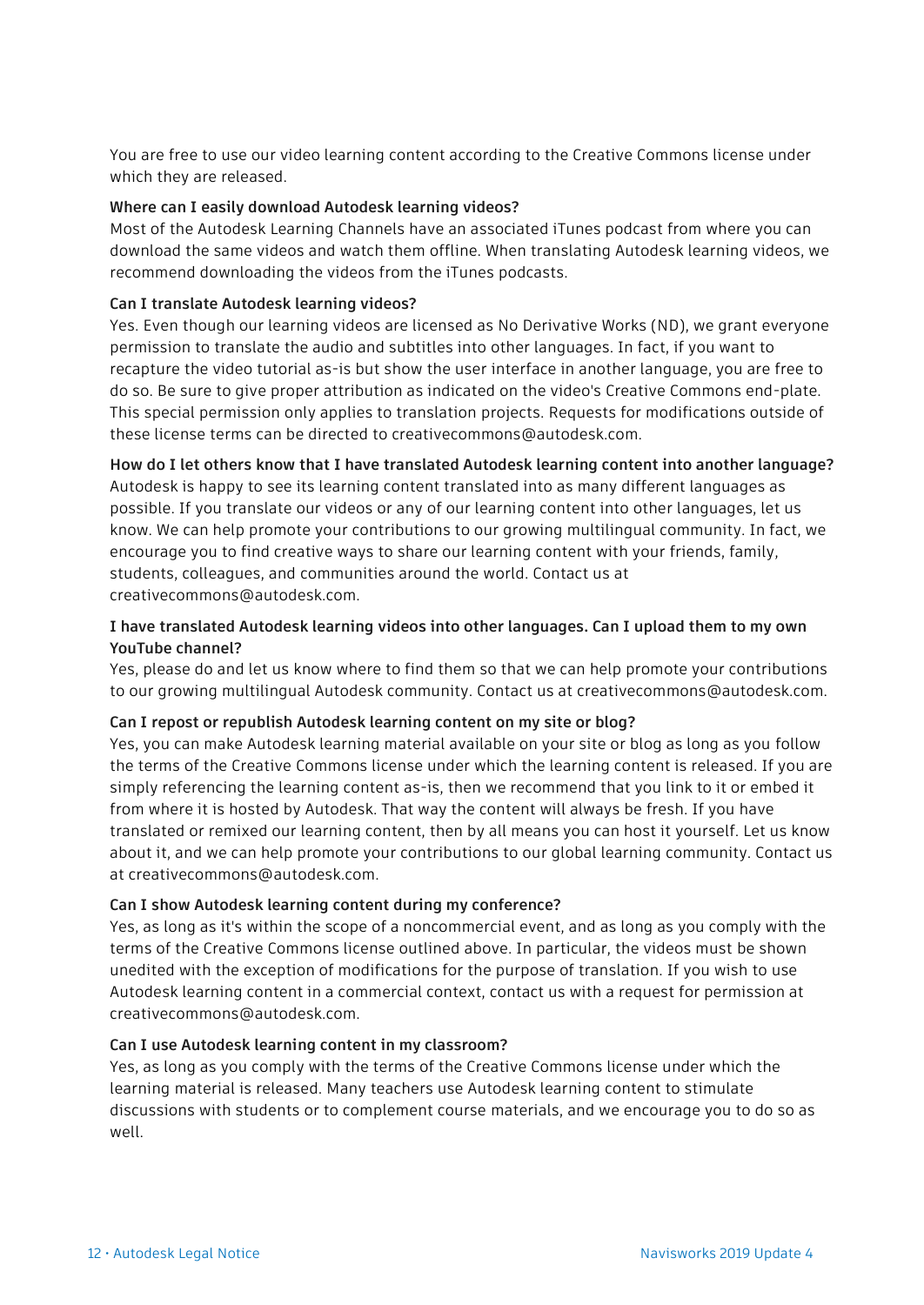You are free to use our video learning content according to the Creative Commons license under which they are released.

**Where can I easily download Autodesk learning videos?**

Most of the Autodesk Learning Channels have an associated iTunes podcast from where you can download the same videos and watch them offline. When translating Autodesk learning videos, we recommend downloading the videos from the iTunes podcasts.

**Can I translate Autodesk learning videos?**

Yes. Even though our learning videos are licensed as No Derivative Works (ND), we grant everyone permission to translate the audio and subtitles into other languages. In fact, if you want to recapture the video tutorial as-is but show the user interface in another language, you are free to do so. Be sure to give proper attribution as indicated on the video's Creative Commons end-plate. This special permission only applies to translation projects. Requests for modifications outside of these license terms can be directed to creativecommons@autodesk.com.

**How do I let others know that I have translated Autodesk learning content into another language?**

Autodesk is happy to see its learning content translated into as many different languages as possible. If you translate our videos or any of our learning content into other languages, let us know. We can help promote your contributions to our growing multilingual community. In fact, we encourage you to find creative ways to share our learning content with your friends, family, students, colleagues, and communities around the world. Contact us at creativecommons@autodesk.com.

**I have translated Autodesk learning videos into other languages. Can I upload them to my own YouTube channel?**

Yes, please do and let us know where to find them so that we can help promote your contributions to our growing multilingual Autodesk community. Contact us at creativecommons@autodesk.com.

**Can I repost or republish Autodesk learning content on my site or blog?**

Yes, you can make Autodesk learning material available on your site or blog as long as you follow the terms of the Creative Commons license under which the learning content is released. If you are simply referencing the learning content as-is, then we recommend that you link to it or embed it from where it is hosted by Autodesk. That way the content will always be fresh. If you have translated or remixed our learning content, then by all means you can host it yourself. Let us know about it, and we can help promote your contributions to our global learning community. Contact us at creativecommons@autodesk.com.

**Can I show Autodesk learning content during my conference?**

Yes, as long as it's within the scope of a noncommercial event, and as long as you comply with the terms of the Creative Commons license outlined above. In particular, the videos must be shown unedited with the exception of modifications for the purpose of translation. If you wish to use Autodesk learning content in a commercial context, contact us with a request for permission at creativecommons@autodesk.com.

**Can I use Autodesk learning content in my classroom?**

Yes, as long as you comply with the terms of the Creative Commons license under which the learning material is released. Many teachers use Autodesk learning content to stimulate discussions with students or to complement course materials, and we encourage you to do so as well.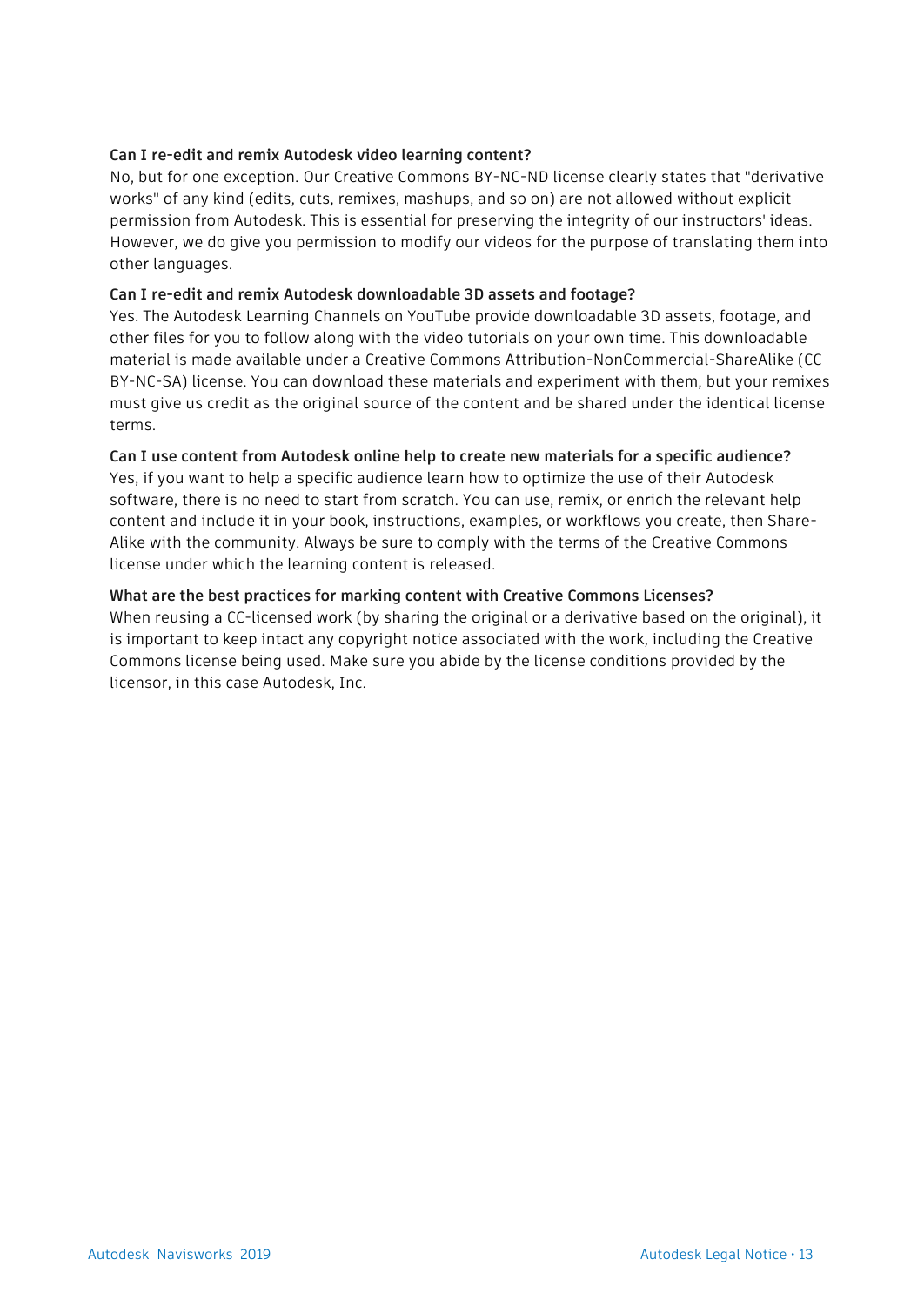**Can I re-edit and remix Autodesk video learning content?**

No, but for one exception. Our Creative Commons BY-NC-ND license clearly states that "derivative works" of any kind (edits, cuts, remixes, mashups, and so on) are not allowed without explicit permission from Autodesk. This is essential for preserving the integrity of our instructors' ideas. However, we do give you permission to modify our videos for the purpose of translating them into other languages.

**Can I re-edit and remix Autodesk downloadable 3D assets and footage?**

Yes. The Autodesk Learning Channels on YouTube provide downloadable 3D assets, footage, and other files for you to follow along with the video tutorials on your own time. This downloadable material is made available under a Creative Commons Attribution-NonCommercial-ShareAlike (CC BY-NC-SA) license. You can download these materials and experiment with them, but your remixes must give us credit as the original source of the content and be shared under the identical license terms.

**Can I use content from Autodesk online help to create new materials for a specific audience?**

Yes, if you want to help a specific audience learn how to optimize the use of their Autodesk software, there is no need to start from scratch. You can use, remix, or enrich the relevant help content and include it in your book, instructions, examples, or workflows you create, then Share-Alike with the community. Always be sure to comply with the terms of the Creative Commons license under which the learning content is released.

**What are the best practices for marking content with Creative Commons Licenses?**

When reusing a CC-licensed work (by sharing the original or a derivative based on the original), it is important to keep intact any copyright notice associated with the work, including the Creative Commons license being used. Make sure you abide by the license conditions provided by the licensor, in this case Autodesk, Inc.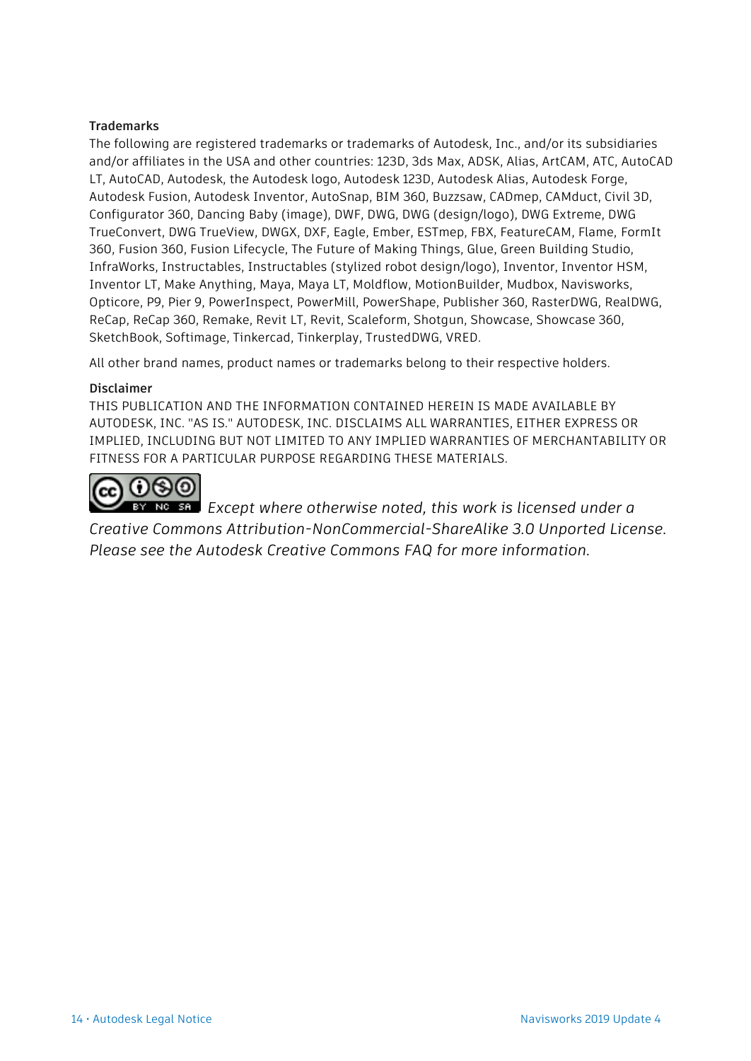**Trademarks**

The following are registered trademarks or trademarks of Autodesk, Inc., and/or its subsidiaries and/or affiliates in the USA and other countries: 123D, 3ds Max, ADSK, Alias, ArtCAM, ATC, AutoCAD LT, AutoCAD, Autodesk, the Autodesk logo, Autodesk 123D, Autodesk Alias, Autodesk Forge, Autodesk Fusion, Autodesk Inventor, AutoSnap, BIM 360, Buzzsaw, CADmep, CAMduct, Civil 3D, Configurator 360, Dancing Baby (image), DWF, DWG, DWG (design/logo), DWG Extreme, DWG TrueConvert, DWG TrueView, DWGX, DXF, Eagle, Ember, ESTmep, FBX, FeatureCAM, Flame, FormIt 360, Fusion 360, Fusion Lifecycle, The Future of Making Things, Glue, Green Building Studio, InfraWorks, Instructables, Instructables (stylized robot design/logo), Inventor, Inventor HSM, Inventor LT, Make Anything, Maya, Maya LT, Moldflow, MotionBuilder, Mudbox, Navisworks, Opticore, P9, Pier 9, PowerInspect, PowerMill, PowerShape, Publisher 360, RasterDWG, RealDWG, ReCap, ReCap 360, Remake, Revit LT, Revit, Scaleform, Shotgun, Showcase, Showcase 360, SketchBook, Softimage, Tinkercad, Tinkerplay, TrustedDWG, VRED.

All other brand names, product names or trademarks belong to their respective holders.

**Disclaimer**

THIS PUBLICATION AND THE INFORMATION CONTAINED HEREIN IS MADE AVAILABLE BY AUTODESK, INC. "AS IS." AUTODESK, INC. DISCLAIMS ALL WARRANTIES, EITHER EXPRESS OR IMPLIED, INCLUDING BUT NOT LIMITED TO ANY IMPLIED WARRANTIES OF MERCHANTABILITY OR FITNESS FOR A PARTICULAR PURPOSE REGARDING THESE MATERIALS.

*Except where otherwise noted, this work is licensed under a Creative Commons Attribution-NonCommercial-ShareAlike 3.0 Unported License. Please see the Autodesk Creative Commons FAQ for more information.*